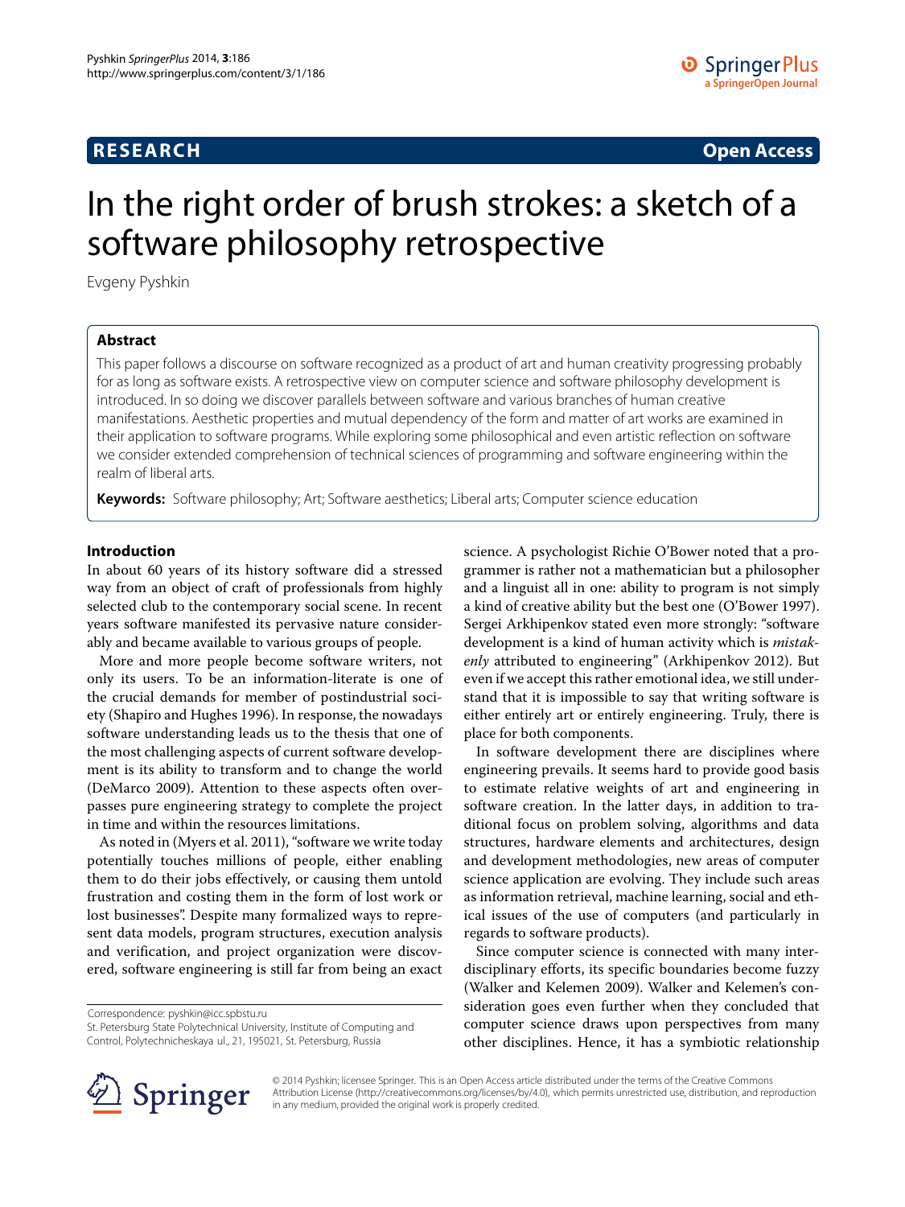RESEARCH **Open Access**

# In the right order of brush strokes: a sketch of a software philosophy retrospective

Evgeny Pyshkin

## Abstract

This paper follows a discourse on software recognized as a product of art and human creativity progressing probably for as long as software exists. A retrospective view on computer science and software philosophy development is introduced. In so doing we discover parallels between software and various branches of human creative manifestations. Aesthetic properties and mutual dependency of the form and matter of art works are examined in their application to software programs. While exploring some philosophical and even artistic reflection on software we consider extended comprehension of technical sciences of programming and software engineering within the realm of liberal arts.

**Keywords:** Software philosophy; Art; Software aesthetics; Liberal arts; Computer science education

## Introduction

In about 60 years of its history software did a stressed way from an object of craft of professionals from highly selected club to the contemporary social scene. In recent years software manifested its pervasive nature considerably and became available to various groups of people.

More and more people become software writers, not only its users. To be an information-literate is one of the crucial demands for member of postindustrial society (Shapiro and Hughes 1996). In response, the nowadays software understanding leads us to the thesis that one of the most challenging aspects of current software development is its ability to transform and to change the world (DeMarco 2009). Attention to these aspects often overpasses pure engineering strategy to complete the project in time and within the resources limitations.

As noted in (Myers et al. 2011), "software we write today potentially touches millions of people, either enabling them to do their jobs effectively, or causing them untold frustration and costing them in the form of lost work or lost businesses". Despite many formalized ways to represent data models, program structures, execution analysis and verification, and project organization were discovered, software engineering is still far from being an exact science. A psychologist Richie O'Bower noted that a programmer is rather not a mathematician but a philosopher and a linguist all in one: ability to program is not simply a kind of creative ability but the best one (O'Bower 1997). Sergei Arkhipenkov stated even more strongly: "software development is a kind of human activity which is *mistakenly* attributed to engineering" (Arkhipenkov 2012). But even if we accept this rather emotional idea, we still understand that it is impossible to say that writing software is either entirely art or entirely engineering. Truly, there is place for both components.

In software development there are disciplines where engineering prevails. It seems hard to provide good basis to estimate relative weights of art and engineering in software creation. In the latter days, in addition to traditional focus on problem solving, algorithms and data structures, hardware elements and architectures, design and development methodologies, new areas of computer science application are evolving. They include such areas as information retrieval, machine learning, social and ethical issues of the use of computers (and particularly in regards to software products).

Since computer science is connected with many interdisciplinary efforts, its specific boundaries become fuzzy (Walker and Kelemen 2009). Walker and Kelemen's consideration goes even further when they concluded that computer science draws upon perspectives from many other disciplines. Hence, it has a symbiotic relationship

---

Correspondence: pyshkin@icc.spbstu.ru
St. Petersburg State Polytechnical University, Institute of Computing and Control, Polytechnicheskaya ul., 21, 195021, St. Petersburg, Russia

© 2014 Pyshkin; licensee Springer. This is an Open Access article distributed under the terms of the Creative Commons Attribution License (http://creativecommons.org/licenses/by/4.0), which permits unrestricted use, distribution, and reproduction in any medium, provided the original work is properly credited.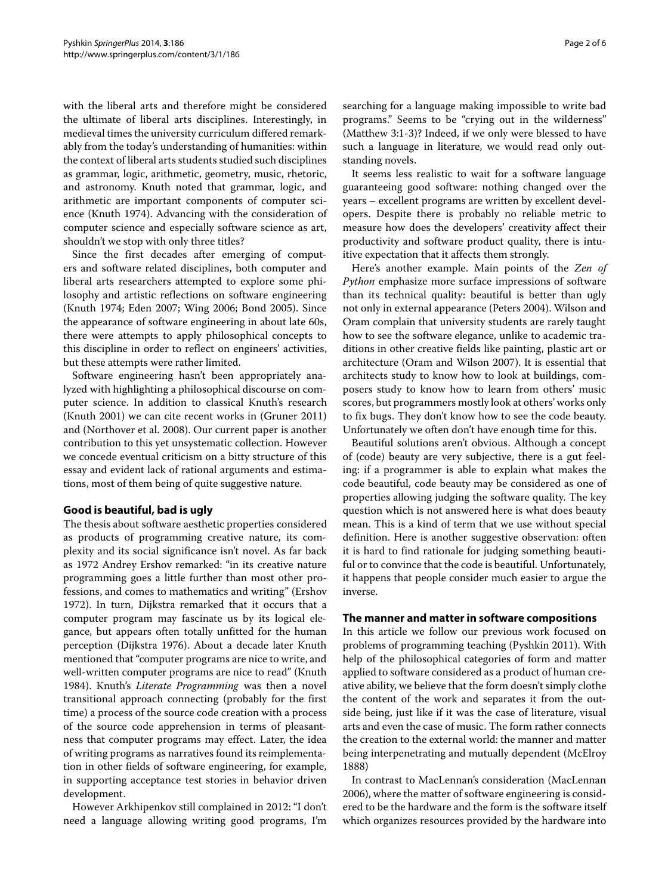with the liberal arts and therefore might be considered the ultimate of liberal arts disciplines. Interestingly, in medieval times the university curriculum differed remarkably from the today's understanding of humanities: within the context of liberal arts students studied such disciplines as grammar, logic, arithmetic, geometry, music, rhetoric, and astronomy. Knuth noted that grammar, logic, and arithmetic are important components of computer science (Knuth 1974). Advancing with the consideration of computer science and especially software science as art, shouldn't we stop with only three titles?

Since the first decades after emerging of computers and software related disciplines, both computer and liberal arts researchers attempted to explore some philosophy and artistic reflections on software engineering (Knuth 1974; Eden 2007; Wing 2006; Bond 2005). Since the appearance of software engineering in about late 60s, there were attempts to apply philosophical concepts to this discipline in order to reflect on engineers' activities, but these attempts were rather limited.

Software engineering hasn't been appropriately analyzed with highlighting a philosophical discourse on computer science. In addition to classical Knuth's research (Knuth 2001) we can cite recent works in (Gruner 2011) and (Northover et al. 2008). Our current paper is another contribution to this yet unsystematic collection. However we concede eventual criticism on a bitty structure of this essay and evident lack of rational arguments and estimations, most of them being of quite suggestive nature.

## Good is beautiful, bad is ugly

The thesis about software aesthetic properties considered as products of programming creative nature, its complexity and its social significance isn't novel. As far back as 1972 Andrey Ershov remarked: "in its creative nature programming goes a little further than most other professions, and comes to mathematics and writing" (Ershov 1972). In turn, Dijkstra remarked that it occurs that a computer program may fascinate us by its logical elegance, but appears often totally unfitted for the human perception (Dijkstra 1976). About a decade later Knuth mentioned that "computer programs are nice to write, and well-written computer programs are nice to read" (Knuth 1984). Knuth's *Literate Programming* was then a novel transitional approach connecting (probably for the first time) a process of the source code creation with a process of the source code apprehension in terms of pleasantness that computer programs may effect. Later, the idea of writing programs as narratives found its reimplementation in other fields of software engineering, for example, in supporting acceptance test stories in behavior driven development.

However Arkhipenkov still complained in 2012: "I don't need a language allowing writing good programs, I'm searching for a language making impossible to write bad programs." Seems to be "crying out in the wilderness" (Matthew 3:1-3)? Indeed, if we only were blessed to have such a language in literature, we would read only outstanding novels.

It seems less realistic to wait for a software language guaranteeing good software: nothing changed over the years – excellent programs are written by excellent developers. Despite there is probably no reliable metric to measure how does the developers' creativity affect their productivity and software product quality, there is intuitive expectation that it affects them strongly.

Here's another example. Main points of the *Zen of Python* emphasize more surface impressions of software than its technical quality: beautiful is better than ugly not only in external appearance (Peters 2004). Wilson and Oram complain that university students are rarely taught how to see the software elegance, unlike to academic traditions in other creative fields like painting, plastic art or architecture (Oram and Wilson 2007). It is essential that architects study to know how to look at buildings, composers study to know how to learn from others' music scores, but programmers mostly look at others' works only to fix bugs. They don't know how to see the code beauty. Unfortunately we often don't have enough time for this.

Beautiful solutions aren't obvious. Although a concept of (code) beauty are very subjective, there is a gut feeling: if a programmer is able to explain what makes the code beautiful, code beauty may be considered as one of properties allowing judging the software quality. The key question which is not answered here is what does beauty mean. This is a kind of term that we use without special definition. Here is another suggestive observation: often it is hard to find rationale for judging something beautiful or to convince that the code is beautiful. Unfortunately, it happens that people consider much easier to argue the inverse.

## The manner and matter in software compositions

In this article we follow our previous work focused on problems of programming teaching (Pyshkin 2011). With help of the philosophical categories of form and matter applied to software considered as a product of human creative ability, we believe that the form doesn't simply clothe the content of the work and separates it from the outside being, just like if it was the case of literature, visual arts and even the case of music. The form rather connects the creation to the external world: the manner and matter being interpenetrating and mutually dependent (McElroy 1888)

In contrast to MacLennan's consideration (MacLennan 2006), where the matter of software engineering is considered to be the hardware and the form is the software itself which organizes resources provided by the hardware into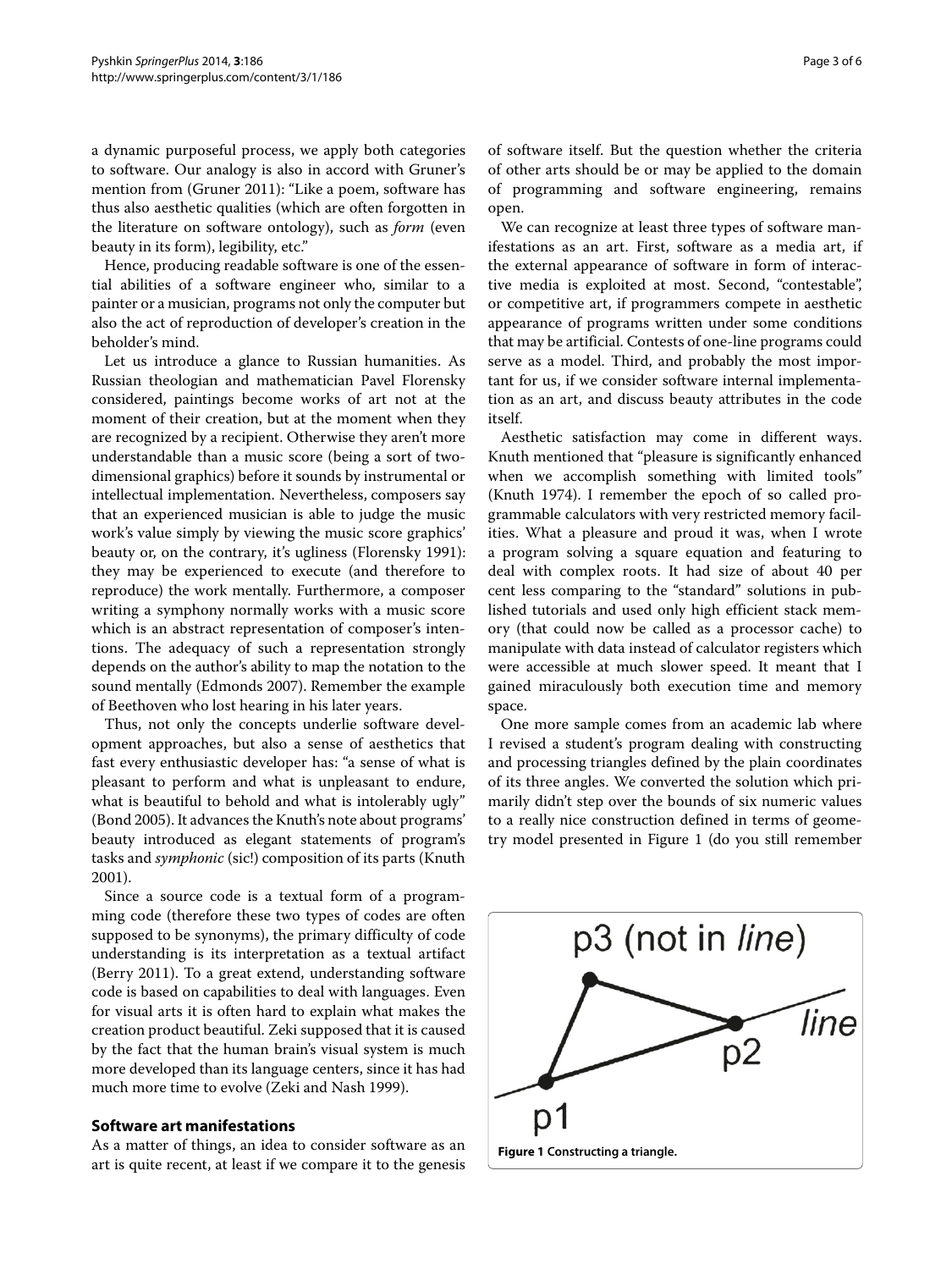a dynamic purposeful process, we apply both categories to software. Our analogy is also in accord with Gruner's mention from (Gruner 2011): "Like a poem, software has thus also aesthetic qualities (which are often forgotten in the literature on software ontology), such as *form* (even beauty in its form), legibility, etc."

Hence, producing readable software is one of the essential abilities of a software engineer who, similar to a painter or a musician, programs not only the computer but also the act of reproduction of developer's creation in the beholder's mind.

Let us introduce a glance to Russian humanities. As Russian theologian and mathematician Pavel Florensky considered, paintings become works of art not at the moment of their creation, but at the moment when they are recognized by a recipient. Otherwise they aren't more understandable than a music score (being a sort of two-dimensional graphics) before it sounds by instrumental or intellectual implementation. Nevertheless, composers say that an experienced musician is able to judge the music work's value simply by viewing the music score graphics' beauty or, on the contrary, it's ugliness (Florensky 1991): they may be experienced to execute (and therefore to reproduce) the work mentally. Furthermore, a composer writing a symphony normally works with a music score which is an abstract representation of composer's intentions. The adequacy of such a representation strongly depends on the author's ability to map the notation to the sound mentally (Edmonds 2007). Remember the example of Beethoven who lost hearing in his later years.

Thus, not only the concepts underlie software development approaches, but also a sense of aesthetics that fast every enthusiastic developer has: "a sense of what is pleasant to perform and what is unpleasant to endure, what is beautiful to behold and what is intolerably ugly" (Bond 2005). It advances the Knuth's note about programs' beauty introduced as elegant statements of program's tasks and *symphonic* (sic!) composition of its parts (Knuth 2001).

Since a source code is a textual form of a programming code (therefore these two types of codes are often supposed to be synonyms), the primary difficulty of code understanding is its interpretation as a textual artifact (Berry 2011). To a great extend, understanding software code is based on capabilities to deal with languages. Even for visual arts it is often hard to explain what makes the creation product beautiful. Zeki supposed that it is caused by the fact that the human brain's visual system is much more developed than its language centers, since it has had much more time to evolve (Zeki and Nash 1999).

## Software art manifestations

As a matter of things, an idea to consider software as an art is quite recent, at least if we compare it to the genesis of software itself. But the question whether the criteria of other arts should be or may be applied to the domain of programming and software engineering, remains open.

We can recognize at least three types of software manifestations as an art. First, software as a media art, if the external appearance of software in form of interactive media is exploited at most. Second, "contestable", or competitive art, if programmers compete in aesthetic appearance of programs written under some conditions that may be artificial. Contests of one-line programs could serve as a model. Third, and probably the most important for us, if we consider software internal implementation as an art, and discuss beauty attributes in the code itself.

Aesthetic satisfaction may come in different ways. Knuth mentioned that "pleasure is significantly enhanced when we accomplish something with limited tools" (Knuth 1974). I remember the epoch of so called programmable calculators with very restricted memory facilities. What a pleasure and proud it was, when I wrote a program solving a square equation and featuring to deal with complex roots. It had size of about 40 per cent less comparing to the "standard" solutions in published tutorials and used only high efficient stack memory (that could now be called as a processor cache) to manipulate with data instead of calculator registers which were accessible at much slower speed. It meant that I gained miraculously both execution time and memory space.

One more sample comes from an academic lab where I revised a student's program dealing with constructing and processing triangles defined by the plain coordinates of its three angles. We converted the solution which primarily didn't step over the bounds of six numeric values to a really nice construction defined in terms of geometry model presented in Figure 1 (do you still remember

p3 (not in *line*)
line
p2
p1

**Figure 1 Constructing a triangle.**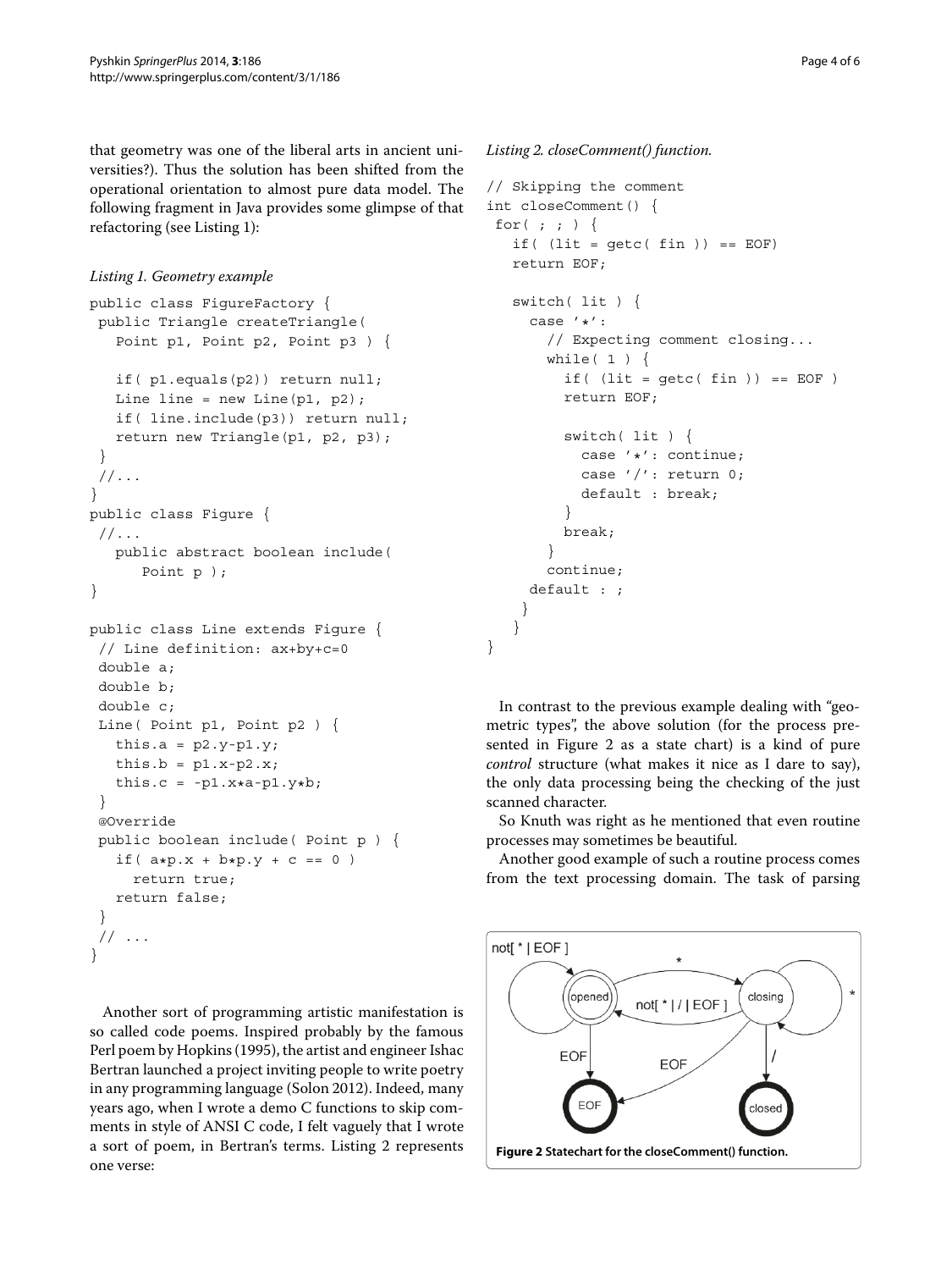that geometry was one of the liberal arts in ancient universities?). Thus the solution has been shifted from the operational orientation to almost pure data model. The following fragment in Java provides some glimpse of that refactoring (see Listing 1):

*Listing 1. Geometry example*

```
public class FigureFactory {
 public Triangle createTriangle(
   Point p1, Point p2, Point p3 ) {

   if( p1.equals(p2)) return null;
   Line line = new Line(p1, p2);
   if( line.include(p3)) return null;
   return new Triangle(p1, p2, p3);
 }
 //...
}
public class Figure {
 //...
   public abstract boolean include(
      Point p );
}

public class Line extends Figure {
 // Line definition: ax+by+c=0
 double a;
 double b;
 double c;
 Line( Point p1, Point p2 ) {
   this.a = p2.y-p1.y;
   this.b = p1.x-p2.x;
   this.c = -p1.x*a-p1.y*b;
 }
 @Override
 public boolean include( Point p ) {
   if( a*p.x + b*p.y + c == 0 )
     return true;
   return false;
 }
 // ...
}
```

Another sort of programming artistic manifestation is so called code poems. Inspired probably by the famous Perl poem by Hopkins (1995), the artist and engineer Ishac Bertran launched a project inviting people to write poetry in any programming language (Solon 2012). Indeed, many years ago, when I wrote a demo C functions to skip comments in style of ANSI C code, I felt vaguely that I wrote a sort of poem, in Bertran's terms. Listing 2 represents one verse:

*Listing 2. closeComment() function.*

```
// Skipping the comment
int closeComment() {
 for( ; ; ) {
   if( (lit = getc( fin )) == EOF)
   return EOF;

   switch( lit ) {
     case '*':
       // Expecting comment closing...
       while( 1 ) {
         if( (lit = getc( fin )) == EOF )
         return EOF;

         switch( lit ) {
           case '*': continue;
           case '/': return 0;
           default : break;
         }
         break;
       }
       continue;
     default : ;
    }
   }
}
```

In contrast to the previous example dealing with "geometric types", the above solution (for the process presented in Figure 2 as a state chart) is a kind of pure *control* structure (what makes it nice as I dare to say), the only data processing being the checking of the just scanned character.

So Knuth was right as he mentioned that even routine processes may sometimes be beautiful.

Another good example of such a routine process comes from the text processing domain. The task of parsing

**Figure 2 Statechart for the closeComment() function.**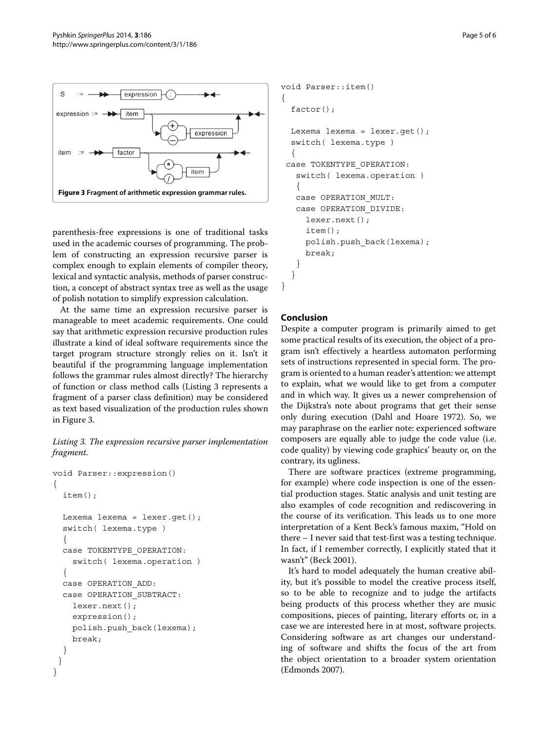Figure 3 Fragment of arithmetic expression grammar rules.

parenthesis-free expressions is one of traditional tasks used in the academic courses of programming. The problem of constructing an expression recursive parser is complex enough to explain elements of compiler theory, lexical and syntactic analysis, methods of parser construction, a concept of abstract syntax tree as well as the usage of polish notation to simplify expression calculation.

At the same time an expression recursive parser is manageable to meet academic requirements. One could say that arithmetic expression recursive production rules illustrate a kind of ideal software requirements since the target program structure strongly relies on it. Isn't it beautiful if the programming language implementation follows the grammar rules almost directly? The hierarchy of function or class method calls (Listing 3 represents a fragment of a parser class definition) may be considered as text based visualization of the production rules shown in Figure 3.

*Listing 3. The expression recursive parser implementation fragment.*

```
void Parser::expression()
{
  item();

  Lexema lexema = lexer.get();
  switch( lexema.type )
  {
  case TOKENTYPE_OPERATION:
    switch( lexema.operation )
    {
  case OPERATION_ADD:
  case OPERATION_SUBTRACT:
    lexer.next();
    expression();
    polish.push_back(lexema);
    break;
  }
 }
}
```

```
void Parser::item()
{
  factor();

  Lexema lexema = lexer.get();
  switch( lexema.type )
  {
 case TOKENTYPE_OPERATION:
   switch( lexema.operation )
   {
   case OPERATION_MULT:
   case OPERATION_DIVIDE:
     lexer.next();
     item();
     polish.push_back(lexema);
     break;
   }
  }
}
```

## Conclusion

Despite a computer program is primarily aimed to get some practical results of its execution, the object of a program isn't effectively a heartless automaton performing sets of instructions represented in special form. The program is oriented to a human reader's attention: we attempt to explain, what we would like to get from a computer and in which way. It gives us a newer comprehension of the Dijkstra's note about programs that get their sense only during execution (Dahl and Hoare 1972). So, we may paraphrase on the earlier note: experienced software composers are equally able to judge the code value (i.e. code quality) by viewing code graphics' beauty or, on the contrary, its ugliness.

There are software practices (extreme programming, for example) where code inspection is one of the essential production stages. Static analysis and unit testing are also examples of code recognition and rediscovering in the course of its verification. This leads us to one more interpretation of a Kent Beck's famous maxim, "Hold on there – I never said that test-first was a testing technique. In fact, if I remember correctly, I explicitly stated that it wasn't" (Beck 2001).

It's hard to model adequately the human creative ability, but it's possible to model the creative process itself, so to be able to recognize and to judge the artifacts being products of this process whether they are music compositions, pieces of painting, literary efforts or, in a case we are interested here in at most, software projects. Considering software as art changes our understanding of software and shifts the focus of the art from the object orientation to a broader system orientation (Edmonds 2007).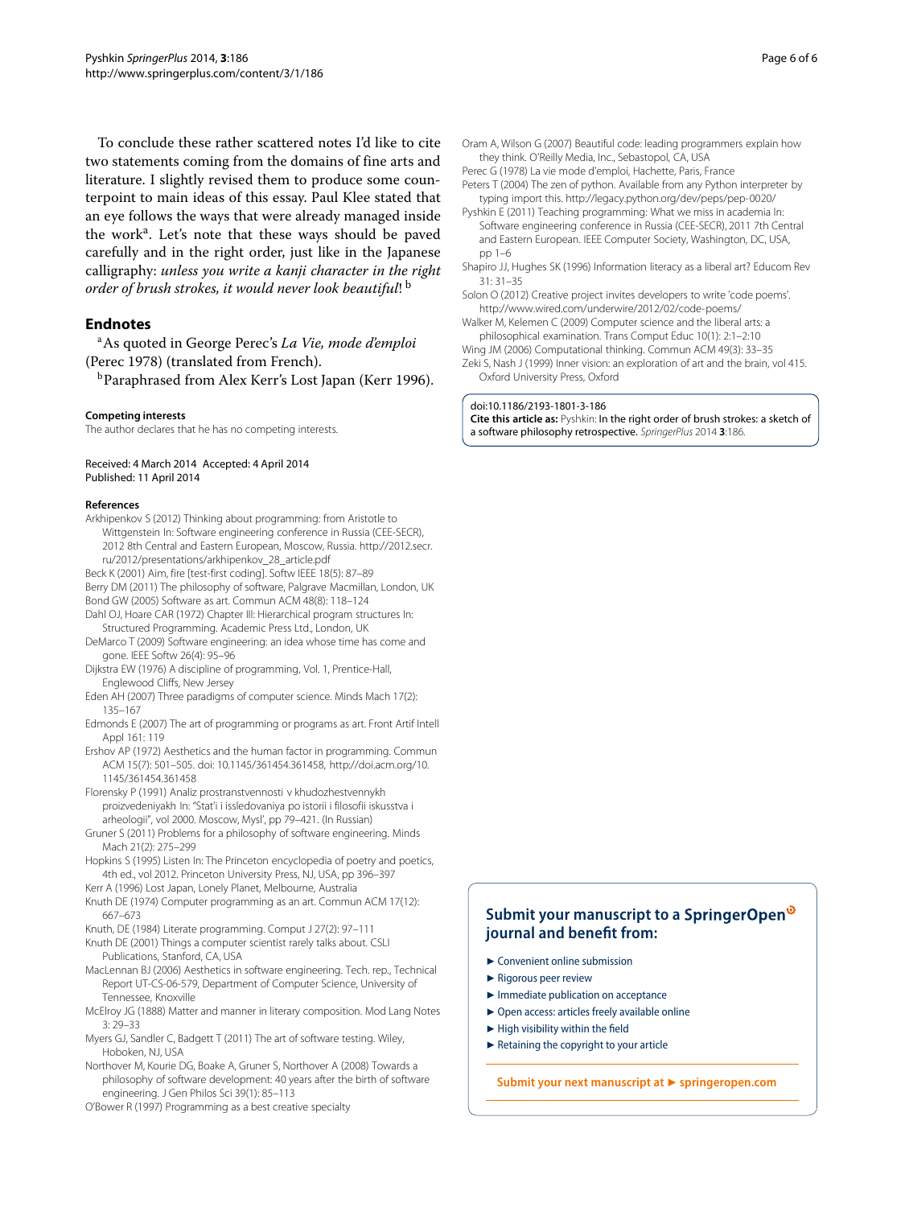To conclude these rather scattered notes I'd like to cite two statements coming from the domains of fine arts and literature. I slightly revised them to produce some counterpoint to main ideas of this essay. Paul Klee stated that an eye follows the ways that were already managed inside the work[a]. Let's note that these ways should be paved carefully and in the right order, just like in the Japanese calligraphy: *unless you write a kanji character in the right order of brush strokes, it would never look beautiful*! [b]

## Endnotes

[a]As quoted in George Perec's *La Vie, mode d'emploi* (Perec 1978) (translated from French).

[b]Paraphrased from Alex Kerr's Lost Japan (Kerr 1996).

#### Competing interests

The author declares that he has no competing interests.

Received: 4 March 2014 Accepted: 4 April 2014
Published: 11 April 2014

#### References

Arkhipenkov S (2012) Thinking about programming: from Aristotle to Wittgenstein In: Software engineering conference in Russia (CEE-SECR), 2012 8th Central and Eastern European, Moscow, Russia. http://2012.secr.ru/2012/presentations/arkhipenkov_28_article.pdf

Beck K (2001) Aim, fire [test-first coding]. Softw IEEE 18(5): 87–89

Berry DM (2011) The philosophy of software, Palgrave Macmillan, London, UK

Bond GW (2005) Software as art. Commun ACM 48(8): 118–124

Dahl OJ, Hoare CAR (1972) Chapter III: Hierarchical program structures In: Structured Programming. Academic Press Ltd., London, UK

DeMarco T (2009) Software engineering: an idea whose time has come and gone. IEEE Softw 26(4): 95–96

Dijkstra EW (1976) A discipline of programming, Vol. 1, Prentice-Hall, Englewood Cliffs, New Jersey

Eden AH (2007) Three paradigms of computer science. Minds Mach 17(2): 135–167

Edmonds E (2007) The art of programming or programs as art. Front Artif Intell Appl 161: 119

Ershov AP (1972) Aesthetics and the human factor in programming. Commun ACM 15(7): 501–505. doi: 10.1145/361454.361458, http://doi.acm.org/10.1145/361454.361458

Florensky P (1991) Analiz prostranstvennosti v khudozhestvennykh proizvedeniyakh In: "Stat'i i issledovaniya po istorii i filosofii iskusstva i arheologii", vol 2000. Moscow, Mysl', pp 79–421. (In Russian)

Gruner S (2011) Problems for a philosophy of software engineering. Minds Mach 21(2): 275–299

Hopkins S (1995) Listen In: The Princeton encyclopedia of poetry and poetics, 4th ed., vol 2012. Princeton University Press, NJ, USA, pp 396–397

Kerr A (1996) Lost Japan, Lonely Planet, Melbourne, Australia

Knuth DE (1974) Computer programming as an art. Commun ACM 17(12): 667–673

Knuth, DE (1984) Literate programming. Comput J 27(2): 97–111

Knuth DE (2001) Things a computer scientist rarely talks about. CSLI Publications, Stanford, CA, USA

MacLennan BJ (2006) Aesthetics in software engineering. Tech. rep., Technical Report UT-CS-06-579, Department of Computer Science, University of Tennessee, Knoxville

McElroy JG (1888) Matter and manner in literary composition. Mod Lang Notes 3: 29–33

Myers GJ, Sandler C, Badgett T (2011) The art of software testing. Wiley, Hoboken, NJ, USA

Northover M, Kourie DG, Boake A, Gruner S, Northover A (2008) Towards a philosophy of software development: 40 years after the birth of software engineering. J Gen Philos Sci 39(1): 85–113

O'Bower R (1997) Programming as a best creative specialty

Oram A, Wilson G (2007) Beautiful code: leading programmers explain how they think. O'Reilly Media, Inc., Sebastopol, CA, USA

Perec G (1978) La vie mode d'emploi, Hachette, Paris, France

Peters T (2004) The zen of python. Available from any Python interpreter by typing import this. http://legacy.python.org/dev/peps/pep-0020/

Pyshkin E (2011) Teaching programming: What we miss in academia In: Software engineering conference in Russia (CEE-SECR), 2011 7th Central and Eastern European. IEEE Computer Society, Washington, DC, USA, pp 1–6

Shapiro JJ, Hughes SK (1996) Information literacy as a liberal art? Educom Rev 31: 31–35

Solon O (2012) Creative project invites developers to write 'code poems'. http://www.wired.com/underwire/2012/02/code-poems/

Walker M, Kelemen C (2009) Computer science and the liberal arts: a philosophical examination. Trans Comput Educ 10(1): 2:1–2:10

Wing JM (2006) Computational thinking. Commun ACM 49(3): 33–35

Zeki S, Nash J (1999) Inner vision: an exploration of art and the brain, vol 415. Oxford University Press, Oxford

doi:10.1186/2193-1801-3-186
**Cite this article as:** Pyshkin: In the right order of brush strokes: a sketch of a software philosophy retrospective. *SpringerPlus* 2014 **3**:186.

**Submit your manuscript to a SpringerOpen journal and benefit from:**

- ► Convenient online submission
- ► Rigorous peer review
- ► Immediate publication on acceptance
- ► Open access: articles freely available online
- ► High visibility within the field
- ► Retaining the copyright to your article

**Submit your next manuscript at ► springeropen.com**